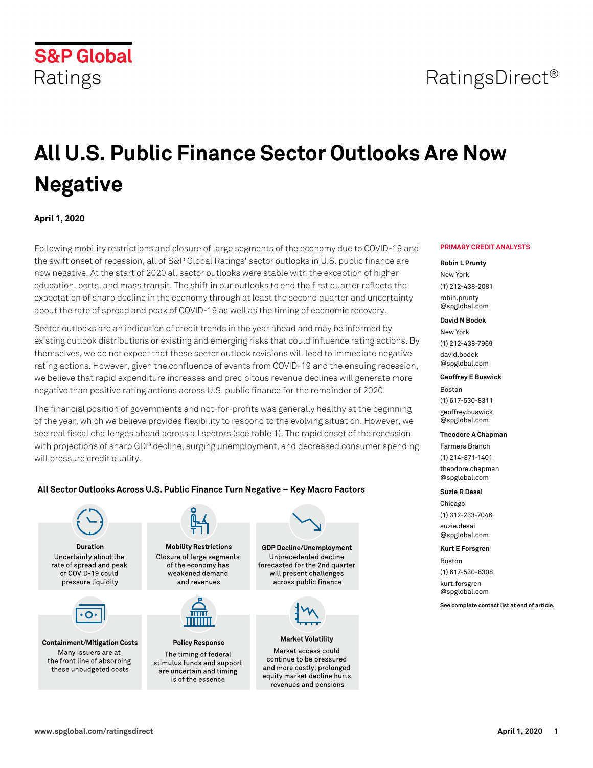S&P Global Ratings

RatingsDirect®

# All U.S. Public Finance Sector Outlooks Are Now Negative

**April 1, 2020**

Following mobility restrictions and closure of large segments of the economy due to COVID-19 and the swift onset of recession, all of S&P Global Ratings' sector outlooks in U.S. public finance are now negative. At the start of 2020 all sector outlooks were stable with the exception of higher education, ports, and mass transit. The shift in our outlooks to end the first quarter reflects the expectation of sharp decline in the economy through at least the second quarter and uncertainty about the rate of spread and peak of COVID-19 as well as the timing of economic recovery.

Sector outlooks are an indication of credit trends in the year ahead and may be informed by existing outlook distributions or existing and emerging risks that could influence rating actions. By themselves, we do not expect that these sector outlook revisions will lead to immediate negative rating actions. However, given the confluence of events from COVID-19 and the ensuing recession, we believe that rapid expenditure increases and precipitous revenue declines will generate more negative than positive rating actions across U.S. public finance for the remainder of 2020.

The financial position of governments and not-for-profits was generally healthy at the beginning of the year, which we believe provides flexibility to respond to the evolving situation. However, we see real fiscal challenges ahead across all sectors (see table 1). The rapid onset of the recession with projections of sharp GDP decline, surging unemployment, and decreased consumer spending will pressure credit quality.

**All Sector Outlooks Across U.S. Public Finance Turn Negative – Key Macro Factors**

**Duration**
Uncertainty about the rate of spread and peak of COVID-19 could pressure liquidity

**Mobility Restrictions**
Closure of large segments of the economy has weakened demand and revenues

**GDP Decline/Unemployment**
Unprecedented decline forecasted for the 2nd quarter will present challenges across public finance

**Containment/Mitigation Costs**
Many issuers are at the front line of absorbing these unbudgeted costs

**Policy Response**
The timing of federal stimulus funds and support are uncertain and timing is of the essence

**Market Volatility**
Market access could continue to be pressured and more costly; prolonged equity market decline hurts revenues and pensions

**PRIMARY CREDIT ANALYSTS**

**Robin L Prunty**
New York
(1) 212-438-2081
robin.prunty@spglobal.com

**David N Bodek**
New York
(1) 212-438-7969
david.bodek@spglobal.com

**Geoffrey E Buswick**
Boston
(1) 617-530-8311
geoffrey.buswick@spglobal.com

**Theodore A Chapman**
Farmers Branch
(1) 214-871-1401
theodore.chapman@spglobal.com

**Suzie R Desai**
Chicago
(1) 312-233-7046
suzie.desai@spglobal.com

**Kurt E Forsgren**
Boston
(1) 617-530-8308
kurt.forsgren@spglobal.com

**See complete contact list at end of article.**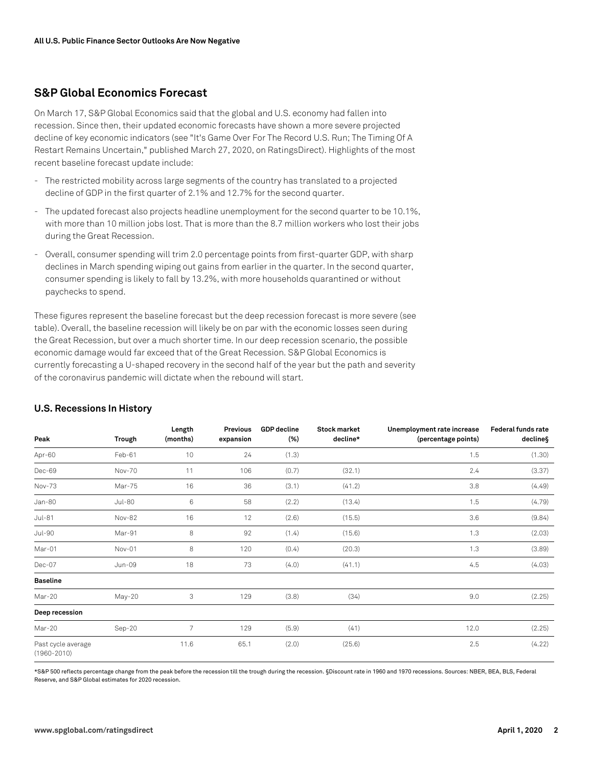## S&P Global Economics Forecast

On March 17, S&P Global Economics said that the global and U.S. economy had fallen into recession. Since then, their updated economic forecasts have shown a more severe projected decline of key economic indicators (see "It's Game Over For The Record U.S. Run; The Timing Of A Restart Remains Uncertain," published March 27, 2020, on RatingsDirect). Highlights of the most recent baseline forecast update include:

- The restricted mobility across large segments of the country has translated to a projected decline of GDP in the first quarter of 2.1% and 12.7% for the second quarter.
- The updated forecast also projects headline unemployment for the second quarter to be 10.1%, with more than 10 million jobs lost. That is more than the 8.7 million workers who lost their jobs during the Great Recession.
- Overall, consumer spending will trim 2.0 percentage points from first-quarter GDP, with sharp declines in March spending wiping out gains from earlier in the quarter. In the second quarter, consumer spending is likely to fall by 13.2%, with more households quarantined or without paychecks to spend.

These figures represent the baseline forecast but the deep recession forecast is more severe (see table). Overall, the baseline recession will likely be on par with the economic losses seen during the Great Recession, but over a much shorter time. In our deep recession scenario, the possible economic damage would far exceed that of the Great Recession. S&P Global Economics is currently forecasting a U-shaped recovery in the second half of the year but the path and severity of the coronavirus pandemic will dictate when the rebound will start.

### U.S. Recessions In History

| Peak | Trough | Length (months) | Previous expansion | GDP decline (%) | Stock market decline* | Unemployment rate increase (percentage points) | Federal funds rate decline§ |
|---|---|---|---|---|---|---|---|
| Apr-60 | Feb-61 | 10 | 24 | (1.3) | | 1.5 | (1.30) |
| Dec-69 | Nov-70 | 11 | 106 | (0.7) | (32.1) | 2.4 | (3.37) |
| Nov-73 | Mar-75 | 16 | 36 | (3.1) | (41.2) | 3.8 | (4.49) |
| Jan-80 | Jul-80 | 6 | 58 | (2.2) | (13.4) | 1.5 | (4.79) |
| Jul-81 | Nov-82 | 16 | 12 | (2.6) | (15.5) | 3.6 | (9.84) |
| Jul-90 | Mar-91 | 8 | 92 | (1.4) | (15.6) | 1.3 | (2.03) |
| Mar-01 | Nov-01 | 8 | 120 | (0.4) | (20.3) | 1.3 | (3.89) |
| Dec-07 | Jun-09 | 18 | 73 | (4.0) | (41.1) | 4.5 | (4.03) |
| **Baseline** | | | | | | | |
| Mar-20 | May-20 | 3 | 129 | (3.8) | (34) | 9.0 | (2.25) |
| **Deep recession** | | | | | | | |
| Mar-20 | Sep-20 | 7 | 129 | (5.9) | (41) | 12.0 | (2.25) |
| Past cycle average (1960-2010) | | 11.6 | 65.1 | (2.0) | (25.6) | 2.5 | (4.22) |

*S&P 500 reflects percentage change from the peak before the recession till the trough during the recession. §Discount rate in 1960 and 1970 recessions. Sources: NBER, BEA, BLS, Federal Reserve, and S&P Global estimates for 2020 recession.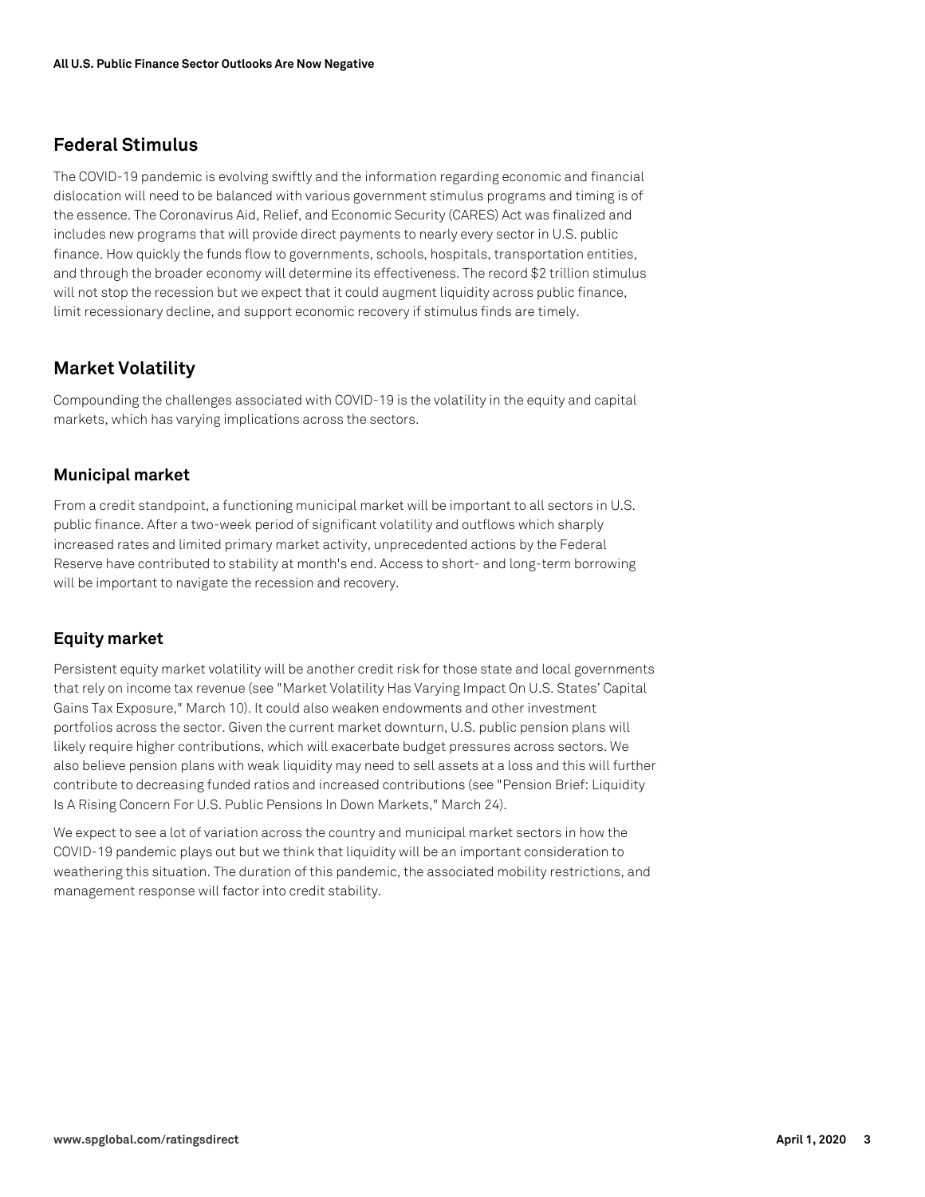## Federal Stimulus

The COVID-19 pandemic is evolving swiftly and the information regarding economic and financial dislocation will need to be balanced with various government stimulus programs and timing is of the essence. The Coronavirus Aid, Relief, and Economic Security (CARES) Act was finalized and includes new programs that will provide direct payments to nearly every sector in U.S. public finance. How quickly the funds flow to governments, schools, hospitals, transportation entities, and through the broader economy will determine its effectiveness. The record $2 trillion stimulus will not stop the recession but we expect that it could augment liquidity across public finance, limit recessionary decline, and support economic recovery if stimulus finds are timely.

## Market Volatility

Compounding the challenges associated with COVID-19 is the volatility in the equity and capital markets, which has varying implications across the sectors.

### Municipal market

From a credit standpoint, a functioning municipal market will be important to all sectors in U.S. public finance. After a two-week period of significant volatility and outflows which sharply increased rates and limited primary market activity, unprecedented actions by the Federal Reserve have contributed to stability at month's end. Access to short- and long-term borrowing will be important to navigate the recession and recovery.

### Equity market

Persistent equity market volatility will be another credit risk for those state and local governments that rely on income tax revenue (see "Market Volatility Has Varying Impact On U.S. States' Capital Gains Tax Exposure," March 10). It could also weaken endowments and other investment portfolios across the sector. Given the current market downturn, U.S. public pension plans will likely require higher contributions, which will exacerbate budget pressures across sectors. We also believe pension plans with weak liquidity may need to sell assets at a loss and this will further contribute to decreasing funded ratios and increased contributions (see "Pension Brief: Liquidity Is A Rising Concern For U.S. Public Pensions In Down Markets," March 24).

We expect to see a lot of variation across the country and municipal market sectors in how the COVID-19 pandemic plays out but we think that liquidity will be an important consideration to weathering this situation. The duration of this pandemic, the associated mobility restrictions, and management response will factor into credit stability.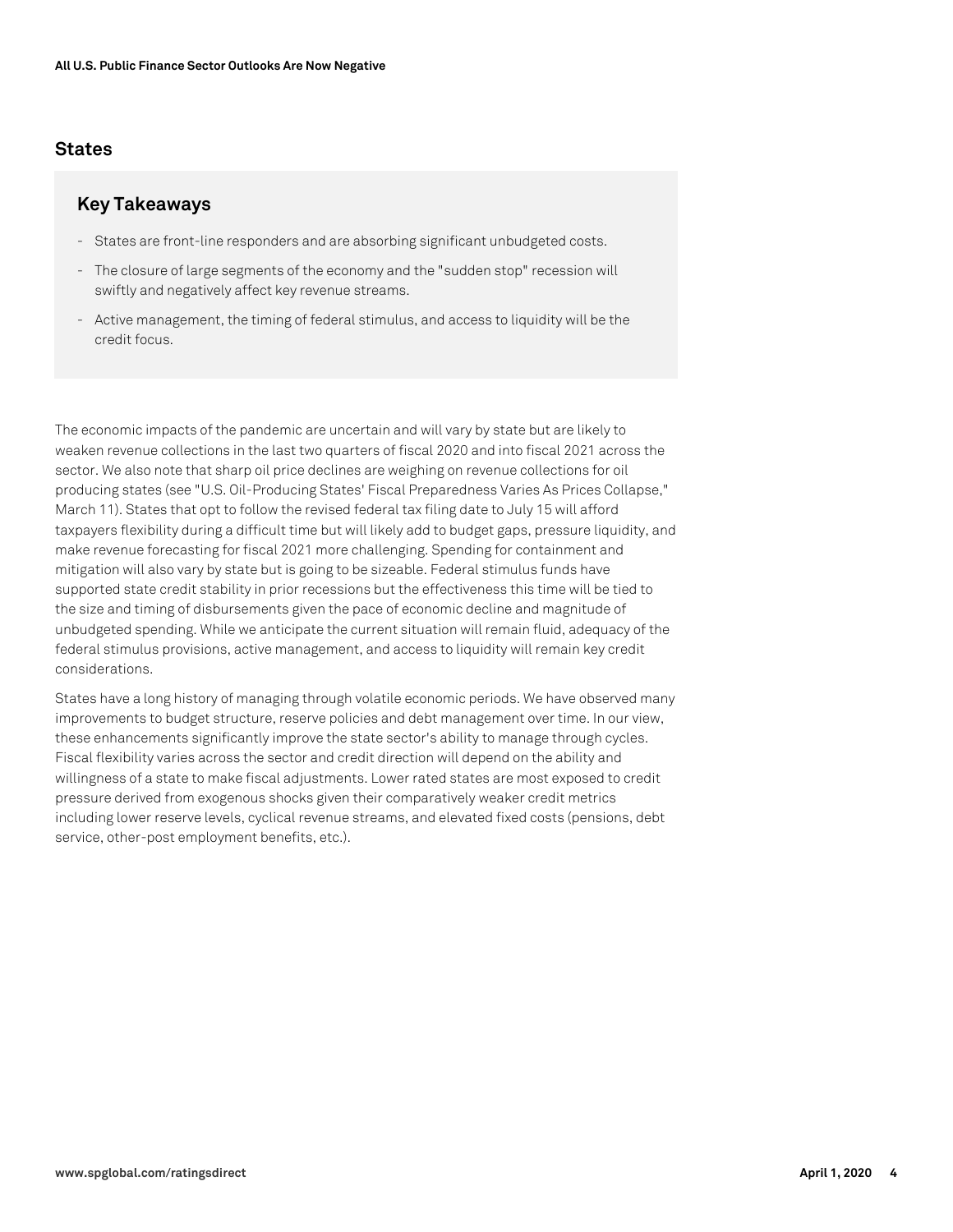## States

### Key Takeaways

- States are front-line responders and are absorbing significant unbudgeted costs.
- The closure of large segments of the economy and the "sudden stop" recession will swiftly and negatively affect key revenue streams.
- Active management, the timing of federal stimulus, and access to liquidity will be the credit focus.

The economic impacts of the pandemic are uncertain and will vary by state but are likely to weaken revenue collections in the last two quarters of fiscal 2020 and into fiscal 2021 across the sector. We also note that sharp oil price declines are weighing on revenue collections for oil producing states (see "U.S. Oil-Producing States' Fiscal Preparedness Varies As Prices Collapse," March 11). States that opt to follow the revised federal tax filing date to July 15 will afford taxpayers flexibility during a difficult time but will likely add to budget gaps, pressure liquidity, and make revenue forecasting for fiscal 2021 more challenging. Spending for containment and mitigation will also vary by state but is going to be sizeable. Federal stimulus funds have supported state credit stability in prior recessions but the effectiveness this time will be tied to the size and timing of disbursements given the pace of economic decline and magnitude of unbudgeted spending. While we anticipate the current situation will remain fluid, adequacy of the federal stimulus provisions, active management, and access to liquidity will remain key credit considerations.

States have a long history of managing through volatile economic periods. We have observed many improvements to budget structure, reserve policies and debt management over time. In our view, these enhancements significantly improve the state sector's ability to manage through cycles. Fiscal flexibility varies across the sector and credit direction will depend on the ability and willingness of a state to make fiscal adjustments. Lower rated states are most exposed to credit pressure derived from exogenous shocks given their comparatively weaker credit metrics including lower reserve levels, cyclical revenue streams, and elevated fixed costs (pensions, debt service, other-post employment benefits, etc.).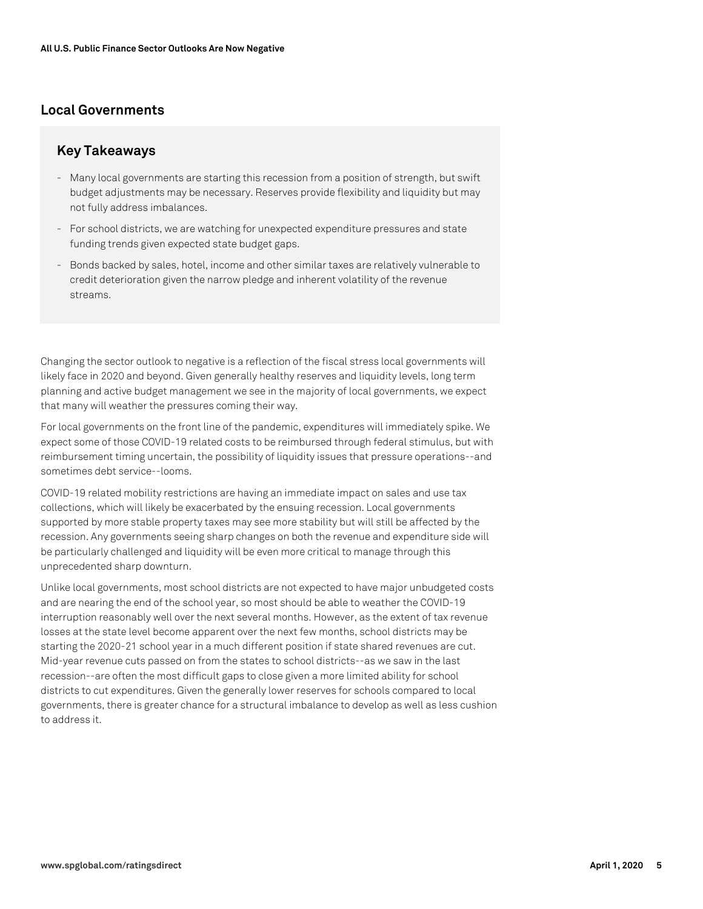## Local Governments

### Key Takeaways

- Many local governments are starting this recession from a position of strength, but swift budget adjustments may be necessary. Reserves provide flexibility and liquidity but may not fully address imbalances.
- For school districts, we are watching for unexpected expenditure pressures and state funding trends given expected state budget gaps.
- Bonds backed by sales, hotel, income and other similar taxes are relatively vulnerable to credit deterioration given the narrow pledge and inherent volatility of the revenue streams.

Changing the sector outlook to negative is a reflection of the fiscal stress local governments will likely face in 2020 and beyond. Given generally healthy reserves and liquidity levels, long term planning and active budget management we see in the majority of local governments, we expect that many will weather the pressures coming their way.

For local governments on the front line of the pandemic, expenditures will immediately spike. We expect some of those COVID-19 related costs to be reimbursed through federal stimulus, but with reimbursement timing uncertain, the possibility of liquidity issues that pressure operations--and sometimes debt service--looms.

COVID-19 related mobility restrictions are having an immediate impact on sales and use tax collections, which will likely be exacerbated by the ensuing recession. Local governments supported by more stable property taxes may see more stability but will still be affected by the recession. Any governments seeing sharp changes on both the revenue and expenditure side will be particularly challenged and liquidity will be even more critical to manage through this unprecedented sharp downturn.

Unlike local governments, most school districts are not expected to have major unbudgeted costs and are nearing the end of the school year, so most should be able to weather the COVID-19 interruption reasonably well over the next several months. However, as the extent of tax revenue losses at the state level become apparent over the next few months, school districts may be starting the 2020-21 school year in a much different position if state shared revenues are cut. Mid-year revenue cuts passed on from the states to school districts--as we saw in the last recession--are often the most difficult gaps to close given a more limited ability for school districts to cut expenditures. Given the generally lower reserves for schools compared to local governments, there is greater chance for a structural imbalance to develop as well as less cushion to address it.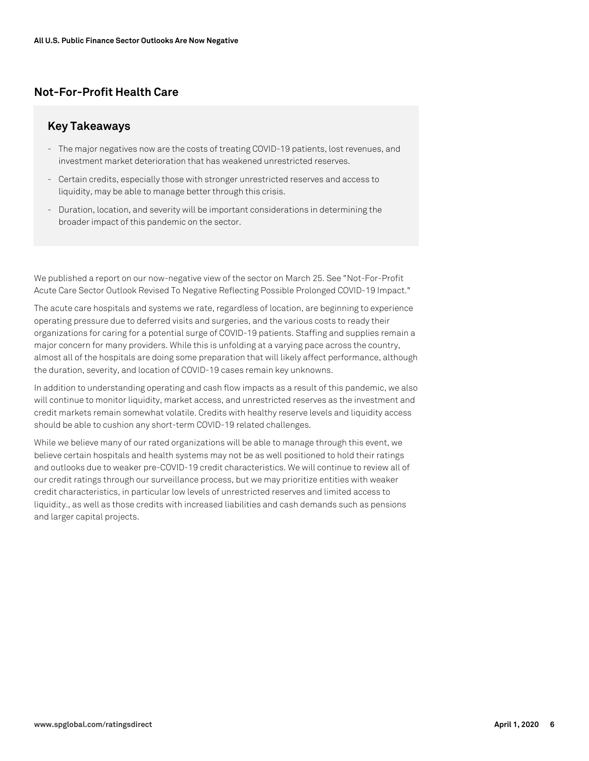## Not-For-Profit Health Care

### Key Takeaways

- The major negatives now are the costs of treating COVID-19 patients, lost revenues, and investment market deterioration that has weakened unrestricted reserves.
- Certain credits, especially those with stronger unrestricted reserves and access to liquidity, may be able to manage better through this crisis.
- Duration, location, and severity will be important considerations in determining the broader impact of this pandemic on the sector.

We published a report on our now-negative view of the sector on March 25. See "Not-For-Profit Acute Care Sector Outlook Revised To Negative Reflecting Possible Prolonged COVID-19 Impact."

The acute care hospitals and systems we rate, regardless of location, are beginning to experience operating pressure due to deferred visits and surgeries, and the various costs to ready their organizations for caring for a potential surge of COVID-19 patients. Staffing and supplies remain a major concern for many providers. While this is unfolding at a varying pace across the country, almost all of the hospitals are doing some preparation that will likely affect performance, although the duration, severity, and location of COVID-19 cases remain key unknowns.

In addition to understanding operating and cash flow impacts as a result of this pandemic, we also will continue to monitor liquidity, market access, and unrestricted reserves as the investment and credit markets remain somewhat volatile. Credits with healthy reserve levels and liquidity access should be able to cushion any short-term COVID-19 related challenges.

While we believe many of our rated organizations will be able to manage through this event, we believe certain hospitals and health systems may not be as well positioned to hold their ratings and outlooks due to weaker pre-COVID-19 credit characteristics. We will continue to review all of our credit ratings through our surveillance process, but we may prioritize entities with weaker credit characteristics, in particular low levels of unrestricted reserves and limited access to liquidity., as well as those credits with increased liabilities and cash demands such as pensions and larger capital projects.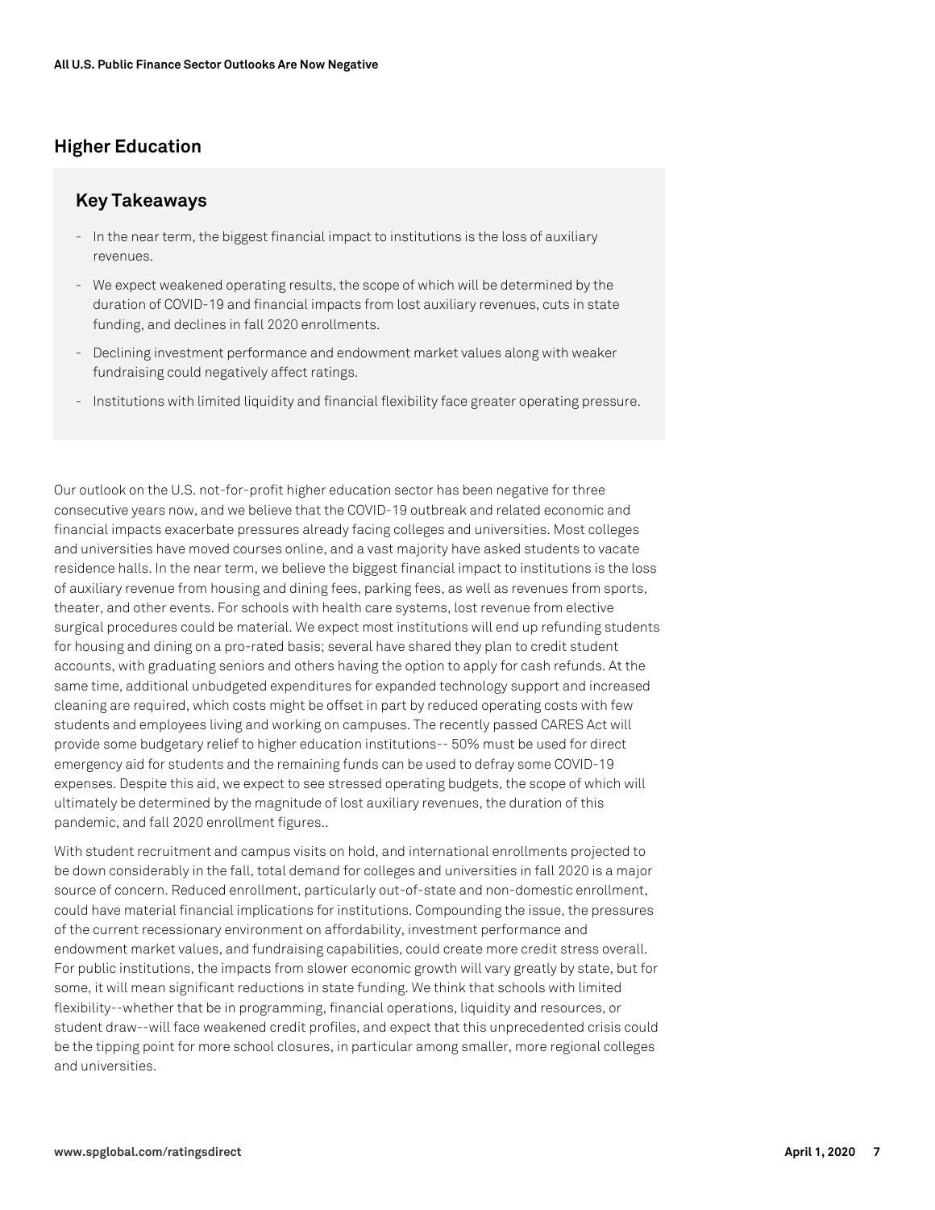## Higher Education

### Key Takeaways

- In the near term, the biggest financial impact to institutions is the loss of auxiliary revenues.
- We expect weakened operating results, the scope of which will be determined by the duration of COVID-19 and financial impacts from lost auxiliary revenues, cuts in state funding, and declines in fall 2020 enrollments.
- Declining investment performance and endowment market values along with weaker fundraising could negatively affect ratings.
- Institutions with limited liquidity and financial flexibility face greater operating pressure.

Our outlook on the U.S. not-for-profit higher education sector has been negative for three consecutive years now, and we believe that the COVID-19 outbreak and related economic and financial impacts exacerbate pressures already facing colleges and universities. Most colleges and universities have moved courses online, and a vast majority have asked students to vacate residence halls. In the near term, we believe the biggest financial impact to institutions is the loss of auxiliary revenue from housing and dining fees, parking fees, as well as revenues from sports, theater, and other events. For schools with health care systems, lost revenue from elective surgical procedures could be material. We expect most institutions will end up refunding students for housing and dining on a pro-rated basis; several have shared they plan to credit student accounts, with graduating seniors and others having the option to apply for cash refunds. At the same time, additional unbudgeted expenditures for expanded technology support and increased cleaning are required, which costs might be offset in part by reduced operating costs with few students and employees living and working on campuses. The recently passed CARES Act will provide some budgetary relief to higher education institutions-- 50% must be used for direct emergency aid for students and the remaining funds can be used to defray some COVID-19 expenses. Despite this aid, we expect to see stressed operating budgets, the scope of which will ultimately be determined by the magnitude of lost auxiliary revenues, the duration of this pandemic, and fall 2020 enrollment figures..

With student recruitment and campus visits on hold, and international enrollments projected to be down considerably in the fall, total demand for colleges and universities in fall 2020 is a major source of concern. Reduced enrollment, particularly out-of-state and non-domestic enrollment, could have material financial implications for institutions. Compounding the issue, the pressures of the current recessionary environment on affordability, investment performance and endowment market values, and fundraising capabilities, could create more credit stress overall. For public institutions, the impacts from slower economic growth will vary greatly by state, but for some, it will mean significant reductions in state funding. We think that schools with limited flexibility--whether that be in programming, financial operations, liquidity and resources, or student draw--will face weakened credit profiles, and expect that this unprecedented crisis could be the tipping point for more school closures, in particular among smaller, more regional colleges and universities.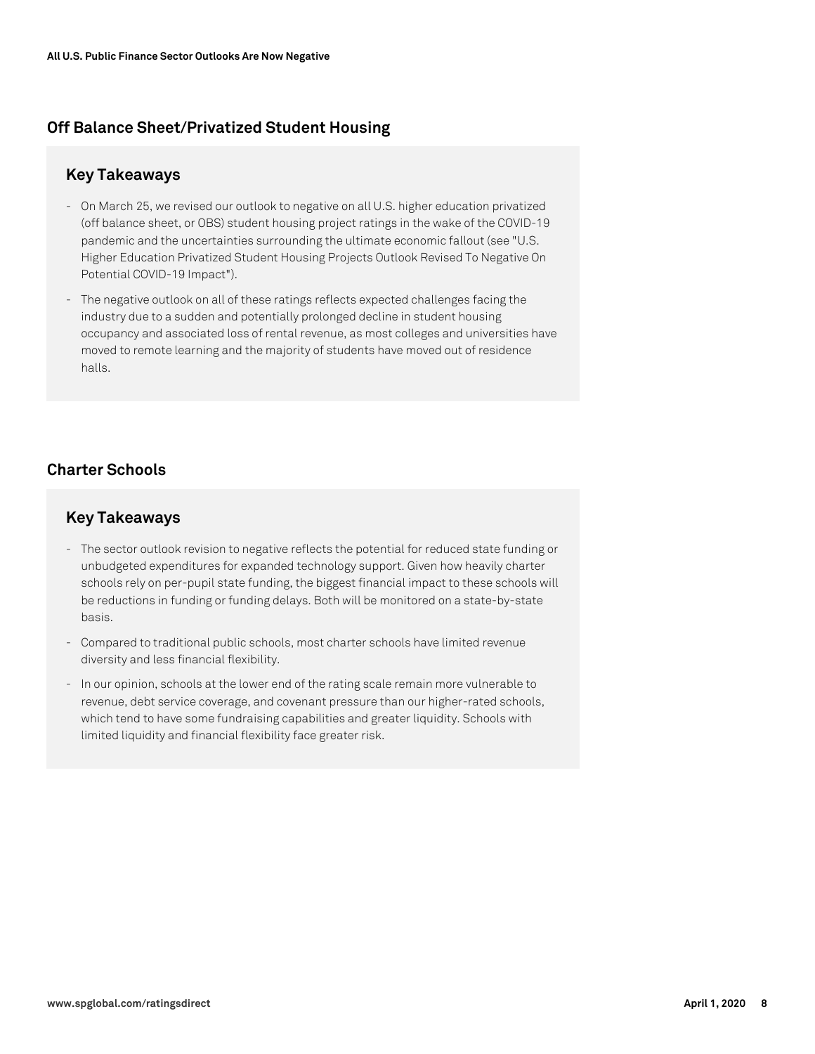## Off Balance Sheet/Privatized Student Housing

### Key Takeaways

- On March 25, we revised our outlook to negative on all U.S. higher education privatized (off balance sheet, or OBS) student housing project ratings in the wake of the COVID-19 pandemic and the uncertainties surrounding the ultimate economic fallout (see "U.S. Higher Education Privatized Student Housing Projects Outlook Revised To Negative On Potential COVID-19 Impact").
- The negative outlook on all of these ratings reflects expected challenges facing the industry due to a sudden and potentially prolonged decline in student housing occupancy and associated loss of rental revenue, as most colleges and universities have moved to remote learning and the majority of students have moved out of residence halls.

## Charter Schools

### Key Takeaways

- The sector outlook revision to negative reflects the potential for reduced state funding or unbudgeted expenditures for expanded technology support. Given how heavily charter schools rely on per-pupil state funding, the biggest financial impact to these schools will be reductions in funding or funding delays. Both will be monitored on a state-by-state basis.
- Compared to traditional public schools, most charter schools have limited revenue diversity and less financial flexibility.
- In our opinion, schools at the lower end of the rating scale remain more vulnerable to revenue, debt service coverage, and covenant pressure than our higher-rated schools, which tend to have some fundraising capabilities and greater liquidity. Schools with limited liquidity and financial flexibility face greater risk.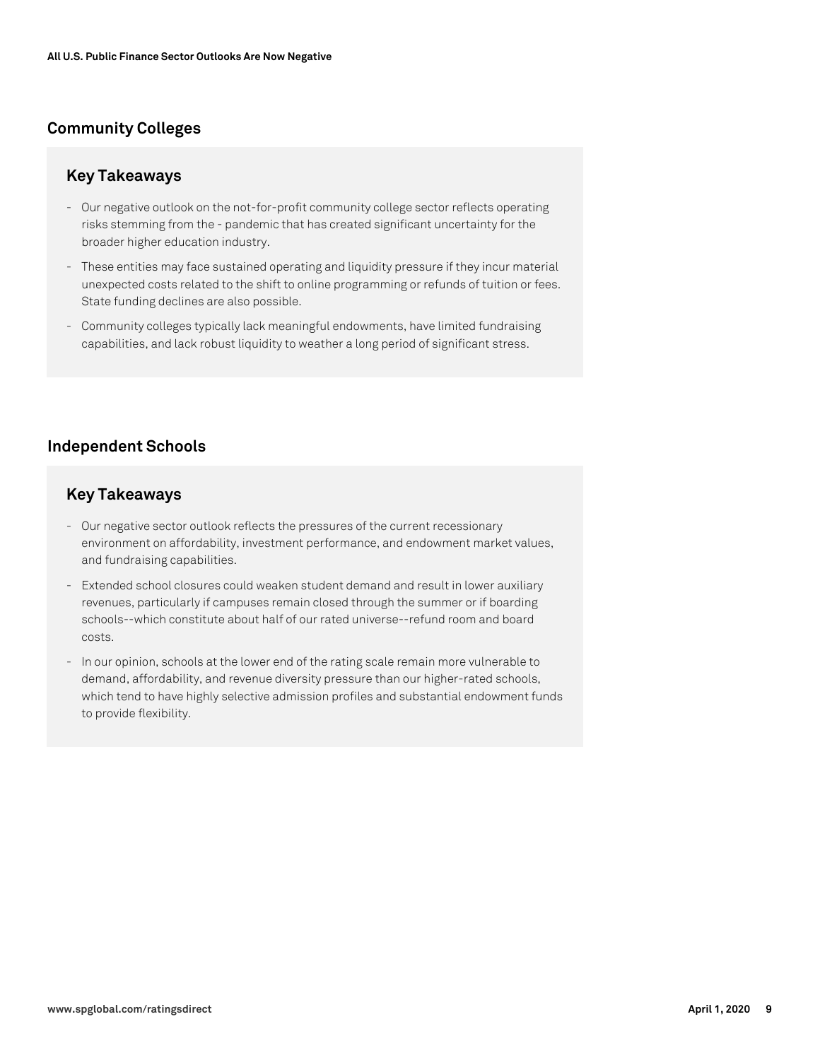## Community Colleges

### Key Takeaways

- Our negative outlook on the not-for-profit community college sector reflects operating risks stemming from the - pandemic that has created significant uncertainty for the broader higher education industry.
- These entities may face sustained operating and liquidity pressure if they incur material unexpected costs related to the shift to online programming or refunds of tuition or fees. State funding declines are also possible.
- Community colleges typically lack meaningful endowments, have limited fundraising capabilities, and lack robust liquidity to weather a long period of significant stress.

## Independent Schools

### Key Takeaways

- Our negative sector outlook reflects the pressures of the current recessionary environment on affordability, investment performance, and endowment market values, and fundraising capabilities.
- Extended school closures could weaken student demand and result in lower auxiliary revenues, particularly if campuses remain closed through the summer or if boarding schools--which constitute about half of our rated universe--refund room and board costs.
- In our opinion, schools at the lower end of the rating scale remain more vulnerable to demand, affordability, and revenue diversity pressure than our higher-rated schools, which tend to have highly selective admission profiles and substantial endowment funds to provide flexibility.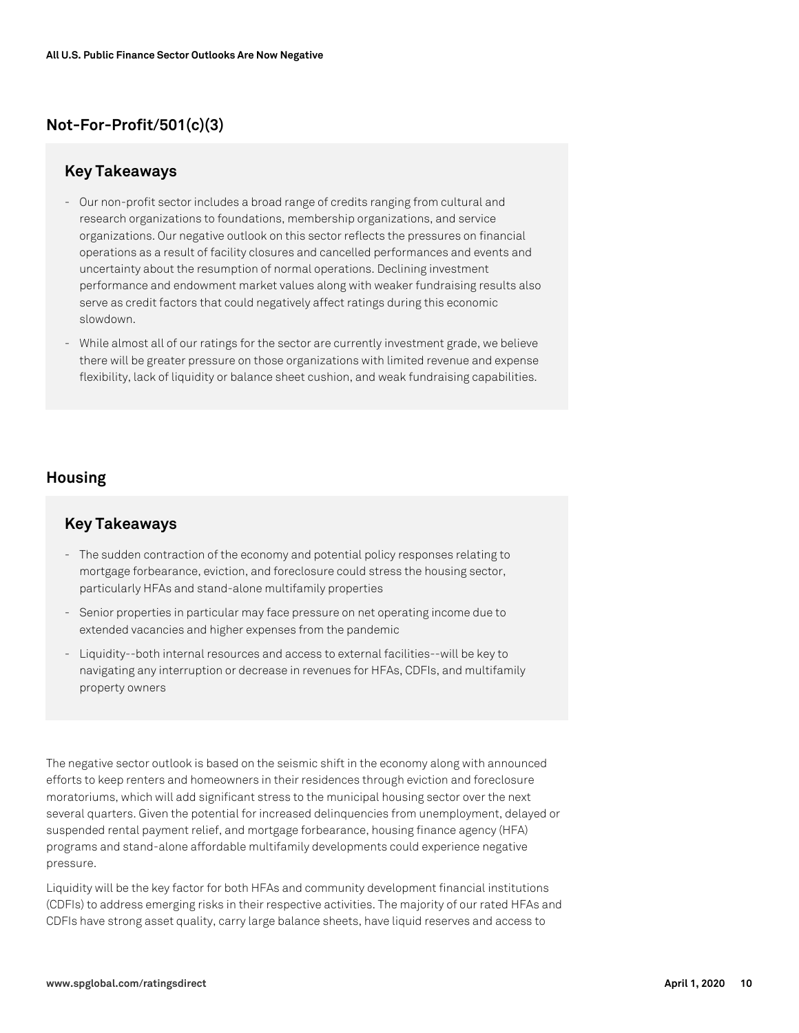## Not-For-Profit/501(c)(3)

### Key Takeaways

- Our non-profit sector includes a broad range of credits ranging from cultural and research organizations to foundations, membership organizations, and service organizations. Our negative outlook on this sector reflects the pressures on financial operations as a result of facility closures and cancelled performances and events and uncertainty about the resumption of normal operations. Declining investment performance and endowment market values along with weaker fundraising results also serve as credit factors that could negatively affect ratings during this economic slowdown.
- While almost all of our ratings for the sector are currently investment grade, we believe there will be greater pressure on those organizations with limited revenue and expense flexibility, lack of liquidity or balance sheet cushion, and weak fundraising capabilities.

## Housing

### Key Takeaways

- The sudden contraction of the economy and potential policy responses relating to mortgage forbearance, eviction, and foreclosure could stress the housing sector, particularly HFAs and stand-alone multifamily properties
- Senior properties in particular may face pressure on net operating income due to extended vacancies and higher expenses from the pandemic
- Liquidity--both internal resources and access to external facilities--will be key to navigating any interruption or decrease in revenues for HFAs, CDFIs, and multifamily property owners

The negative sector outlook is based on the seismic shift in the economy along with announced efforts to keep renters and homeowners in their residences through eviction and foreclosure moratoriums, which will add significant stress to the municipal housing sector over the next several quarters. Given the potential for increased delinquencies from unemployment, delayed or suspended rental payment relief, and mortgage forbearance, housing finance agency (HFA) programs and stand-alone affordable multifamily developments could experience negative pressure.

Liquidity will be the key factor for both HFAs and community development financial institutions (CDFIs) to address emerging risks in their respective activities. The majority of our rated HFAs and CDFIs have strong asset quality, carry large balance sheets, have liquid reserves and access to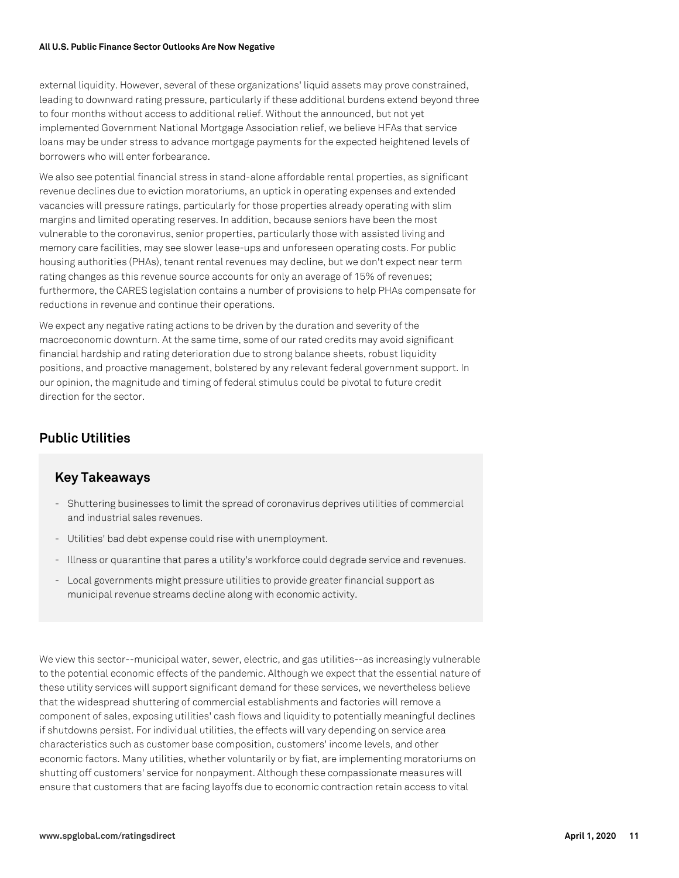external liquidity. However, several of these organizations' liquid assets may prove constrained, leading to downward rating pressure, particularly if these additional burdens extend beyond three to four months without access to additional relief. Without the announced, but not yet implemented Government National Mortgage Association relief, we believe HFAs that service loans may be under stress to advance mortgage payments for the expected heightened levels of borrowers who will enter forbearance.

We also see potential financial stress in stand-alone affordable rental properties, as significant revenue declines due to eviction moratoriums, an uptick in operating expenses and extended vacancies will pressure ratings, particularly for those properties already operating with slim margins and limited operating reserves. In addition, because seniors have been the most vulnerable to the coronavirus, senior properties, particularly those with assisted living and memory care facilities, may see slower lease-ups and unforeseen operating costs. For public housing authorities (PHAs), tenant rental revenues may decline, but we don't expect near term rating changes as this revenue source accounts for only an average of 15% of revenues; furthermore, the CARES legislation contains a number of provisions to help PHAs compensate for reductions in revenue and continue their operations.

We expect any negative rating actions to be driven by the duration and severity of the macroeconomic downturn. At the same time, some of our rated credits may avoid significant financial hardship and rating deterioration due to strong balance sheets, robust liquidity positions, and proactive management, bolstered by any relevant federal government support. In our opinion, the magnitude and timing of federal stimulus could be pivotal to future credit direction for the sector.

## Public Utilities

### Key Takeaways

- Shuttering businesses to limit the spread of coronavirus deprives utilities of commercial and industrial sales revenues.
- Utilities' bad debt expense could rise with unemployment.
- Illness or quarantine that pares a utility's workforce could degrade service and revenues.
- Local governments might pressure utilities to provide greater financial support as municipal revenue streams decline along with economic activity.

We view this sector--municipal water, sewer, electric, and gas utilities--as increasingly vulnerable to the potential economic effects of the pandemic. Although we expect that the essential nature of these utility services will support significant demand for these services, we nevertheless believe that the widespread shuttering of commercial establishments and factories will remove a component of sales, exposing utilities' cash flows and liquidity to potentially meaningful declines if shutdowns persist. For individual utilities, the effects will vary depending on service area characteristics such as customer base composition, customers' income levels, and other economic factors. Many utilities, whether voluntarily or by fiat, are implementing moratoriums on shutting off customers' service for nonpayment. Although these compassionate measures will ensure that customers that are facing layoffs due to economic contraction retain access to vital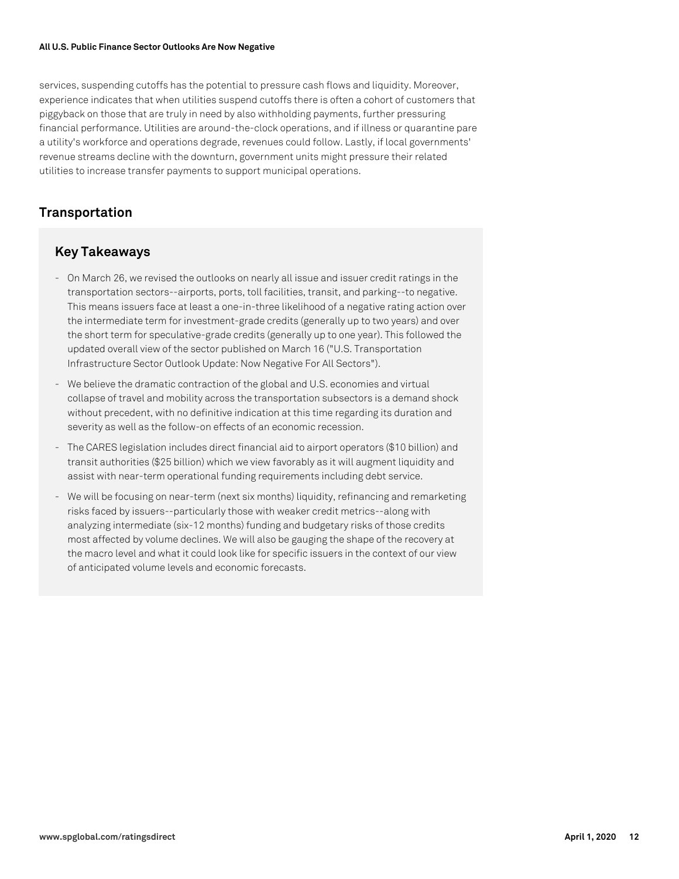services, suspending cutoffs has the potential to pressure cash flows and liquidity. Moreover, experience indicates that when utilities suspend cutoffs there is often a cohort of customers that piggyback on those that are truly in need by also withholding payments, further pressuring financial performance. Utilities are around-the-clock operations, and if illness or quarantine pare a utility's workforce and operations degrade, revenues could follow. Lastly, if local governments' revenue streams decline with the downturn, government units might pressure their related utilities to increase transfer payments to support municipal operations.

## Transportation

### Key Takeaways

- On March 26, we revised the outlooks on nearly all issue and issuer credit ratings in the transportation sectors--airports, ports, toll facilities, transit, and parking--to negative. This means issuers face at least a one-in-three likelihood of a negative rating action over the intermediate term for investment-grade credits (generally up to two years) and over the short term for speculative-grade credits (generally up to one year). This followed the updated overall view of the sector published on March 16 ("U.S. Transportation Infrastructure Sector Outlook Update: Now Negative For All Sectors").
- We believe the dramatic contraction of the global and U.S. economies and virtual collapse of travel and mobility across the transportation subsectors is a demand shock without precedent, with no definitive indication at this time regarding its duration and severity as well as the follow-on effects of an economic recession.
- The CARES legislation includes direct financial aid to airport operators ($10 billion) and transit authorities ($25 billion) which we view favorably as it will augment liquidity and assist with near-term operational funding requirements including debt service.
- We will be focusing on near-term (next six months) liquidity, refinancing and remarketing risks faced by issuers--particularly those with weaker credit metrics--along with analyzing intermediate (six-12 months) funding and budgetary risks of those credits most affected by volume declines. We will also be gauging the shape of the recovery at the macro level and what it could look like for specific issuers in the context of our view of anticipated volume levels and economic forecasts.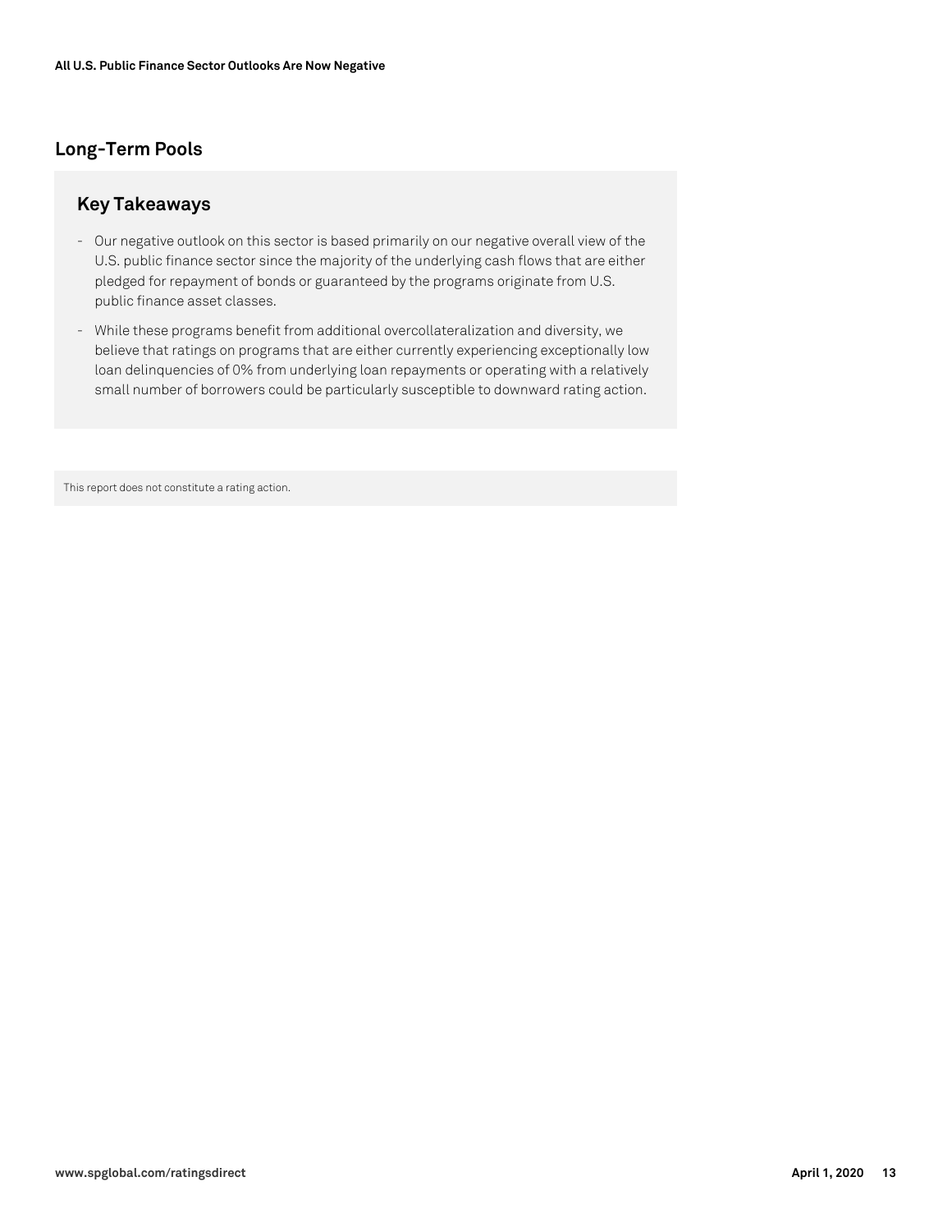## Long-Term Pools

### Key Takeaways

- Our negative outlook on this sector is based primarily on our negative overall view of the U.S. public finance sector since the majority of the underlying cash flows that are either pledged for repayment of bonds or guaranteed by the programs originate from U.S. public finance asset classes.
- While these programs benefit from additional overcollateralization and diversity, we believe that ratings on programs that are either currently experiencing exceptionally low loan delinquencies of 0% from underlying loan repayments or operating with a relatively small number of borrowers could be particularly susceptible to downward rating action.

This report does not constitute a rating action.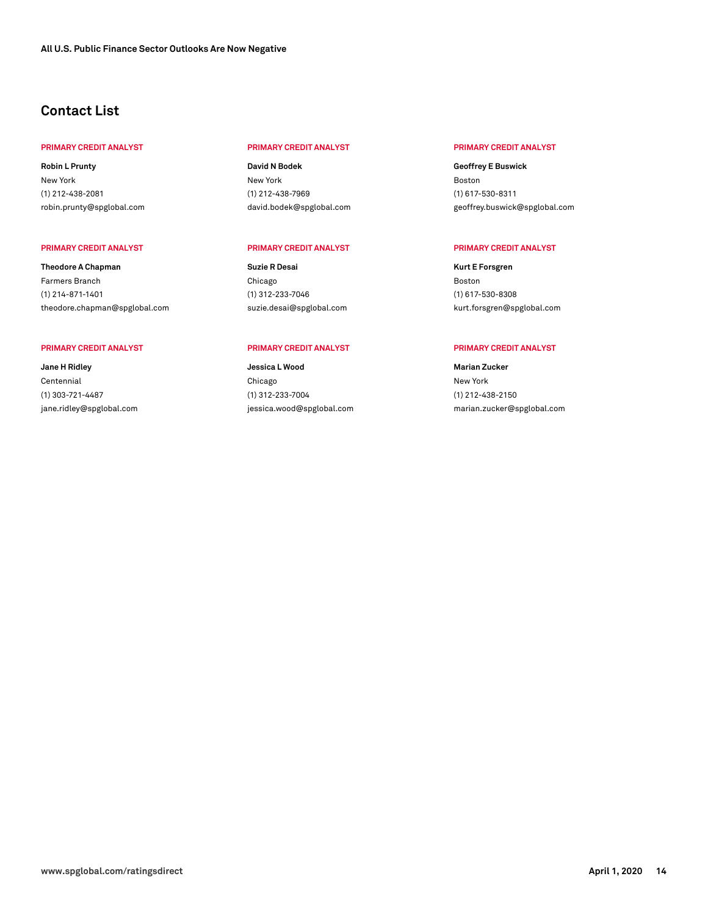## Contact List

**PRIMARY CREDIT ANALYST**

**Robin L Prunty**
New York
(1) 212-438-2081
robin.prunty@spglobal.com

**PRIMARY CREDIT ANALYST**

**David N Bodek**
New York
(1) 212-438-7969
david.bodek@spglobal.com

**PRIMARY CREDIT ANALYST**

**Geoffrey E Buswick**
Boston
(1) 617-530-8311
geoffrey.buswick@spglobal.com

**PRIMARY CREDIT ANALYST**

**Theodore A Chapman**
Farmers Branch
(1) 214-871-1401
theodore.chapman@spglobal.com

**PRIMARY CREDIT ANALYST**

**Suzie R Desai**
Chicago
(1) 312-233-7046
suzie.desai@spglobal.com

**PRIMARY CREDIT ANALYST**

**Kurt E Forsgren**
Boston
(1) 617-530-8308
kurt.forsgren@spglobal.com

**PRIMARY CREDIT ANALYST**

**Jane H Ridley**
Centennial
(1) 303-721-4487
jane.ridley@spglobal.com

**PRIMARY CREDIT ANALYST**

**Jessica L Wood**
Chicago
(1) 312-233-7004
jessica.wood@spglobal.com

**PRIMARY CREDIT ANALYST**

**Marian Zucker**
New York
(1) 212-438-2150
marian.zucker@spglobal.com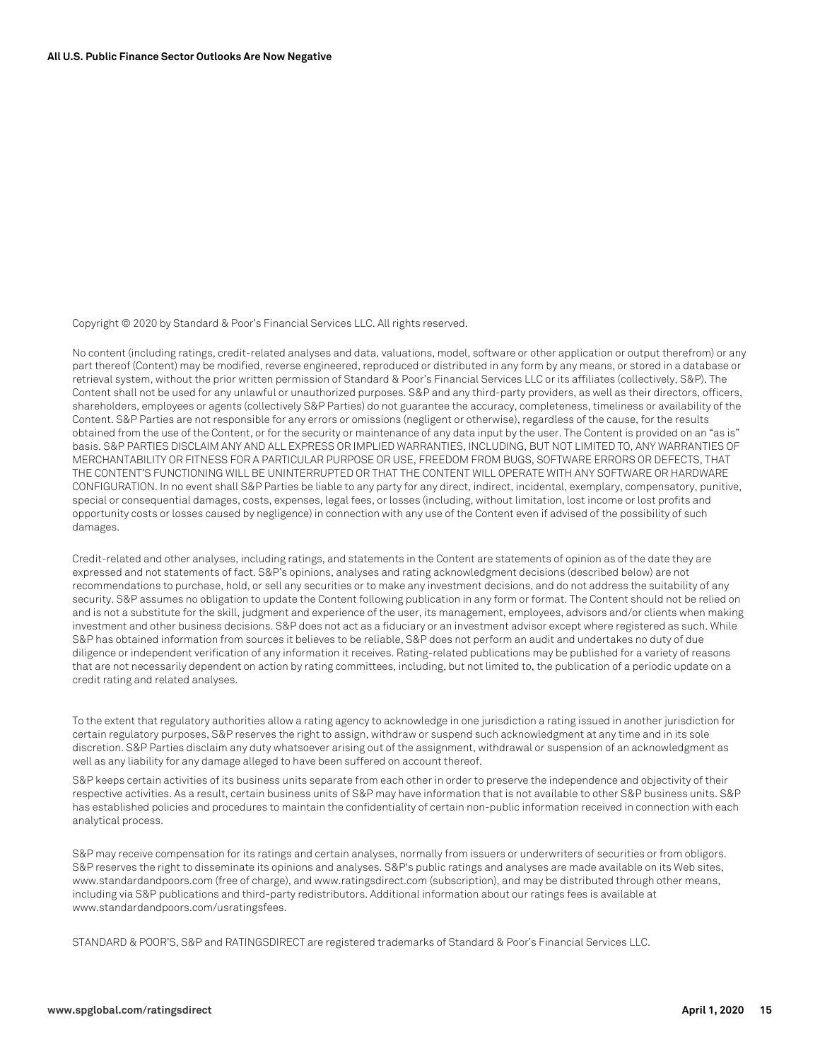Copyright © 2020 by Standard & Poor's Financial Services LLC. All rights reserved.

No content (including ratings, credit-related analyses and data, valuations, model, software or other application or output therefrom) or any part thereof (Content) may be modified, reverse engineered, reproduced or distributed in any form by any means, or stored in a database or retrieval system, without the prior written permission of Standard & Poor's Financial Services LLC or its affiliates (collectively, S&P). The Content shall not be used for any unlawful or unauthorized purposes. S&P and any third-party providers, as well as their directors, officers, shareholders, employees or agents (collectively S&P Parties) do not guarantee the accuracy, completeness, timeliness or availability of the Content. S&P Parties are not responsible for any errors or omissions (negligent or otherwise), regardless of the cause, for the results obtained from the use of the Content, or for the security or maintenance of any data input by the user. The Content is provided on an "as is" basis. S&P PARTIES DISCLAIM ANY AND ALL EXPRESS OR IMPLIED WARRANTIES, INCLUDING, BUT NOT LIMITED TO, ANY WARRANTIES OF MERCHANTABILITY OR FITNESS FOR A PARTICULAR PURPOSE OR USE, FREEDOM FROM BUGS, SOFTWARE ERRORS OR DEFECTS, THAT THE CONTENT'S FUNCTIONING WILL BE UNINTERRUPTED OR THAT THE CONTENT WILL OPERATE WITH ANY SOFTWARE OR HARDWARE CONFIGURATION. In no event shall S&P Parties be liable to any party for any direct, indirect, incidental, exemplary, compensatory, punitive, special or consequential damages, costs, expenses, legal fees, or losses (including, without limitation, lost income or lost profits and opportunity costs or losses caused by negligence) in connection with any use of the Content even if advised of the possibility of such damages.

Credit-related and other analyses, including ratings, and statements in the Content are statements of opinion as of the date they are expressed and not statements of fact. S&P's opinions, analyses and rating acknowledgment decisions (described below) are not recommendations to purchase, hold, or sell any securities or to make any investment decisions, and do not address the suitability of any security. S&P assumes no obligation to update the Content following publication in any form or format. The Content should not be relied on and is not a substitute for the skill, judgment and experience of the user, its management, employees, advisors and/or clients when making investment and other business decisions. S&P does not act as a fiduciary or an investment advisor except where registered as such. While S&P has obtained information from sources it believes to be reliable, S&P does not perform an audit and undertakes no duty of due diligence or independent verification of any information it receives. Rating-related publications may be published for a variety of reasons that are not necessarily dependent on action by rating committees, including, but not limited to, the publication of a periodic update on a credit rating and related analyses.

To the extent that regulatory authorities allow a rating agency to acknowledge in one jurisdiction a rating issued in another jurisdiction for certain regulatory purposes, S&P reserves the right to assign, withdraw or suspend such acknowledgment at any time and in its sole discretion. S&P Parties disclaim any duty whatsoever arising out of the assignment, withdrawal or suspension of an acknowledgment as well as any liability for any damage alleged to have been suffered on account thereof.

S&P keeps certain activities of its business units separate from each other in order to preserve the independence and objectivity of their respective activities. As a result, certain business units of S&P may have information that is not available to other S&P business units. S&P has established policies and procedures to maintain the confidentiality of certain non-public information received in connection with each analytical process.

S&P may receive compensation for its ratings and certain analyses, normally from issuers or underwriters of securities or from obligors. S&P reserves the right to disseminate its opinions and analyses. S&P's public ratings and analyses are made available on its Web sites, www.standardandpoors.com (free of charge), and www.ratingsdirect.com (subscription), and may be distributed through other means, including via S&P publications and third-party redistributors. Additional information about our ratings fees is available at www.standardandpoors.com/usratingsfees.

STANDARD & POOR'S, S&P and RATINGSDIRECT are registered trademarks of Standard & Poor's Financial Services LLC.